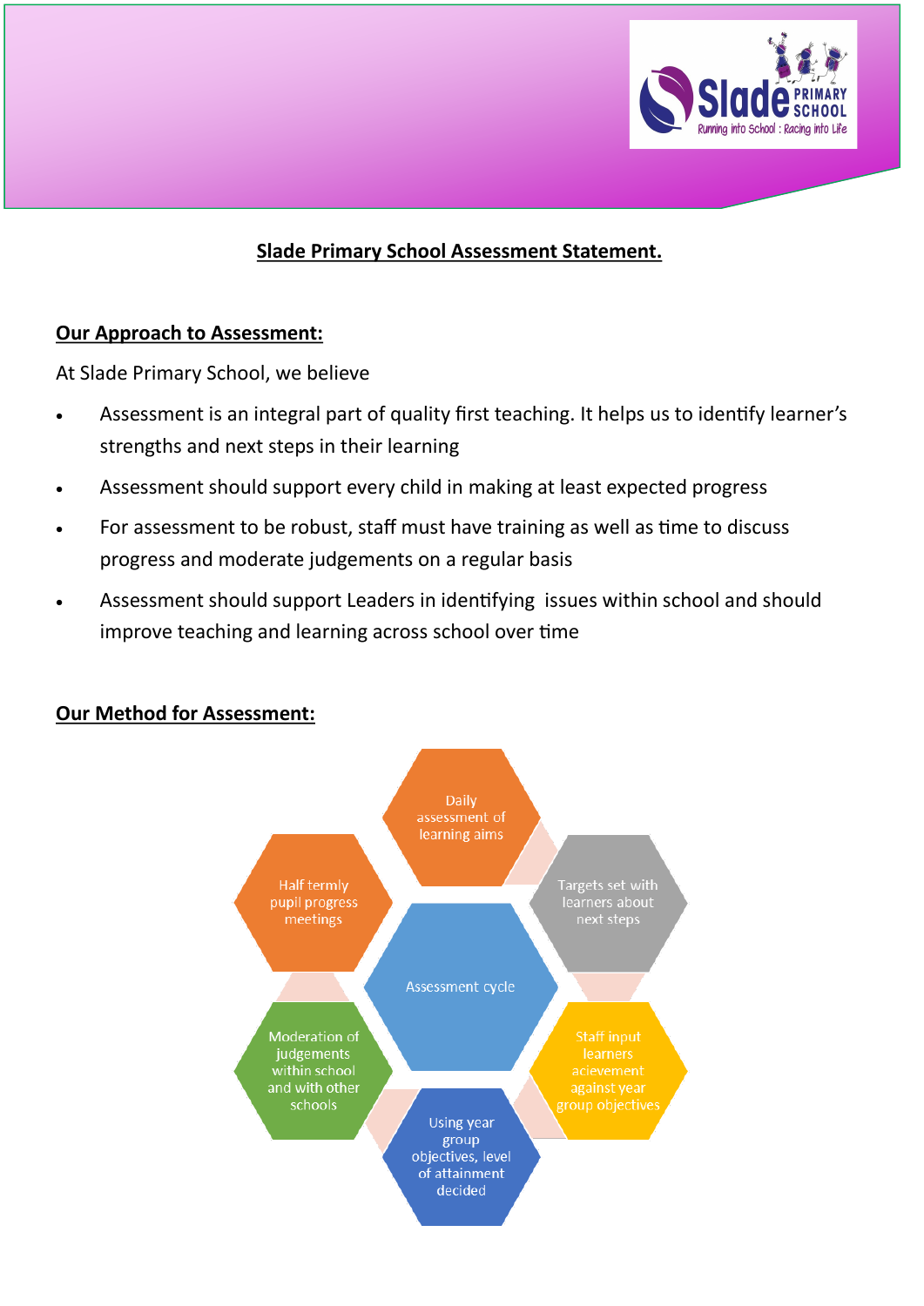# Slade Primary School Assessment Statement.

## Our Approach to Assessment:

At Slade Primary School, we believe

- Assessment is an integral part of quality first teaching. It helps us to identify learner's strengths and next steps in their learning
- Assessment should support every child in making at least expected progress
- For assessment to be robust, staff must have training as well as time to discuss progress and moderate judgements on a regular basis
- Assessment should support Leaders in identifying issues within school and should improve teaching and learning across school over time

## Our Method for Assessment:

Assessment cycle

- Daily assessment of learning aims
- Targets set with learners about next steps
- Staff input learners acievement against year group objectives
- Using year group objectives, level of attainment decided
- Moderation of judgements within school and with other schools
- Half termly pupil progress meetings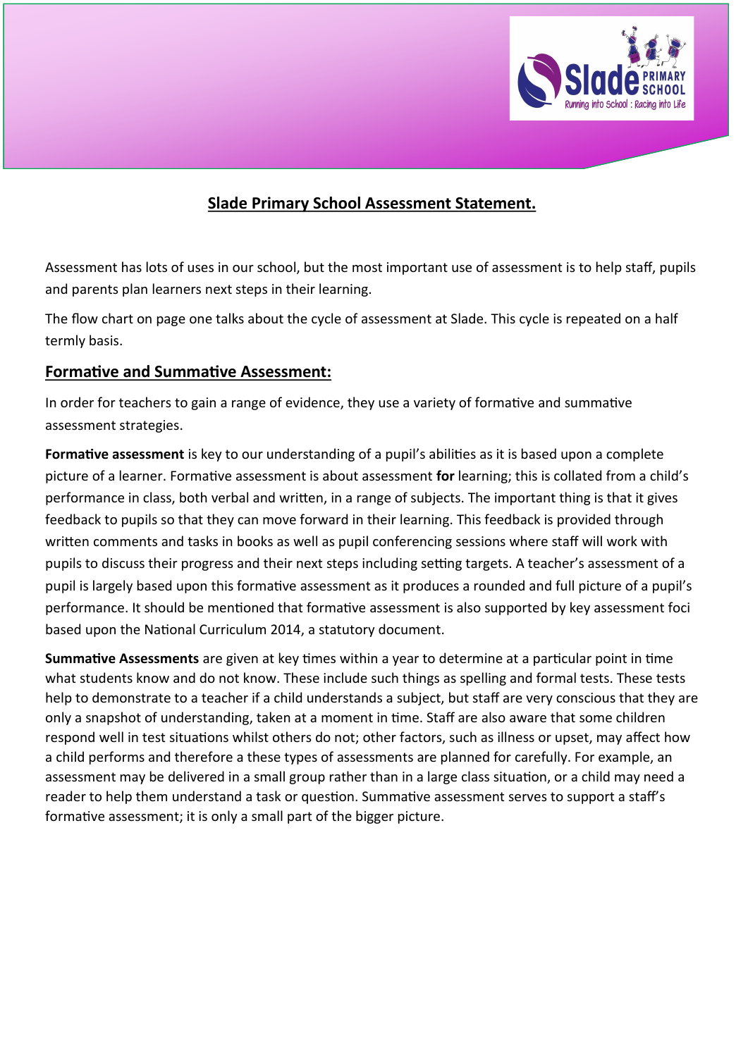# Slade Primary School Assessment Statement.

Assessment has lots of uses in our school, but the most important use of assessment is to help staff, pupils and parents plan learners next steps in their learning.

The flow chart on page one talks about the cycle of assessment at Slade. This cycle is repeated on a half termly basis.

## Formative and Summative Assessment:

In order for teachers to gain a range of evidence, they use a variety of formative and summative assessment strategies.

**Formative assessment** is key to our understanding of a pupil's abilities as it is based upon a complete picture of a learner. Formative assessment is about assessment **for** learning; this is collated from a child's performance in class, both verbal and written, in a range of subjects. The important thing is that it gives feedback to pupils so that they can move forward in their learning. This feedback is provided through written comments and tasks in books as well as pupil conferencing sessions where staff will work with pupils to discuss their progress and their next steps including setting targets. A teacher's assessment of a pupil is largely based upon this formative assessment as it produces a rounded and full picture of a pupil's performance. It should be mentioned that formative assessment is also supported by key assessment foci based upon the National Curriculum 2014, a statutory document.

**Summative Assessments** are given at key times within a year to determine at a particular point in time what students know and do not know. These include such things as spelling and formal tests. These tests help to demonstrate to a teacher if a child understands a subject, but staff are very conscious that they are only a snapshot of understanding, taken at a moment in time. Staff are also aware that some children respond well in test situations whilst others do not; other factors, such as illness or upset, may affect how a child performs and therefore a these types of assessments are planned for carefully. For example, an assessment may be delivered in a small group rather than in a large class situation, or a child may need a reader to help them understand a task or question. Summative assessment serves to support a staff's formative assessment; it is only a small part of the bigger picture.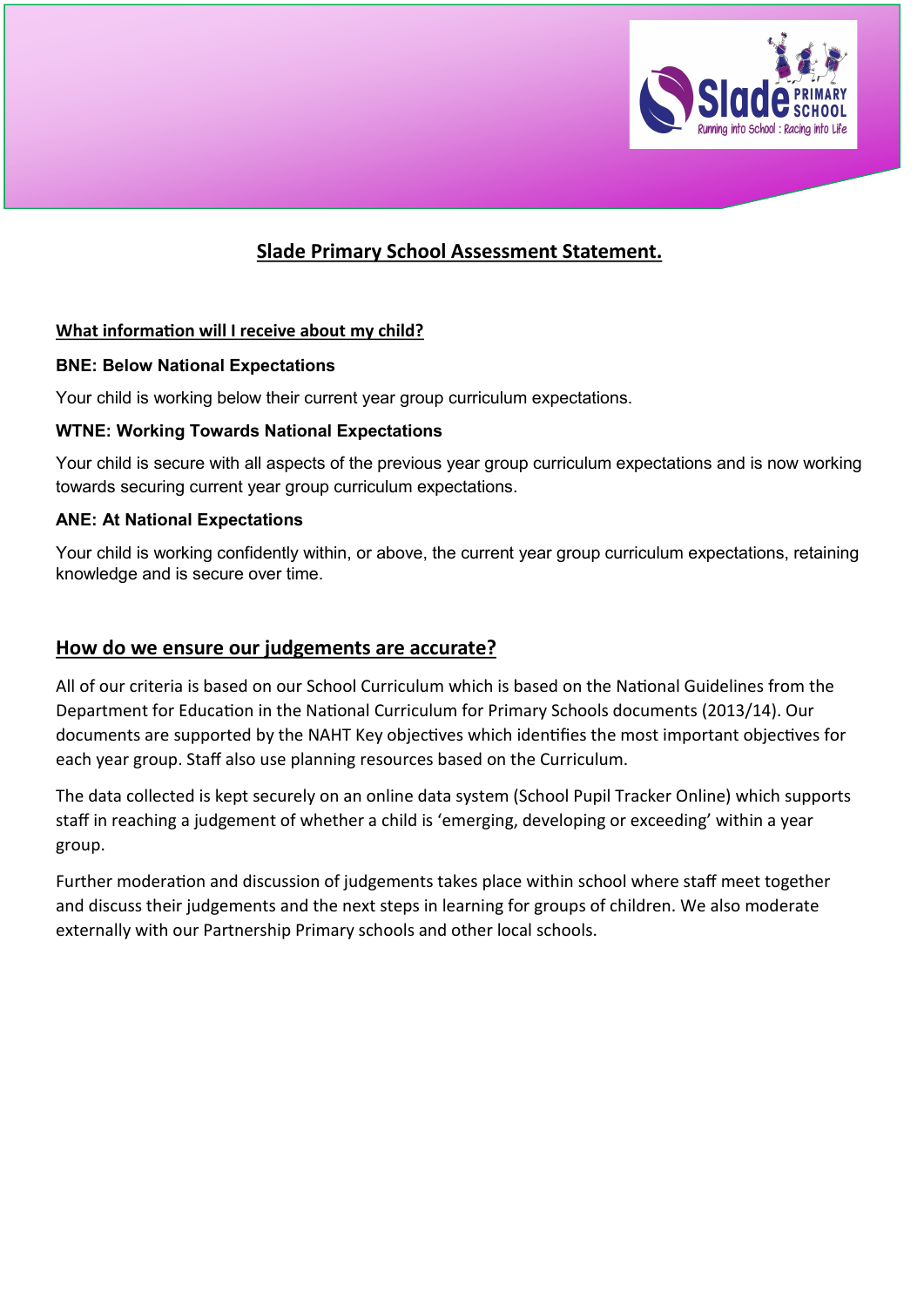# Slade Primary School Assessment Statement.

## What information will I receive about my child?

**BNE: Below National Expectations**

Your child is working below their current year group curriculum expectations.

**WTNE: Working Towards National Expectations**

Your child is secure with all aspects of the previous year group curriculum expectations and is now working towards securing current year group curriculum expectations.

**ANE: At National Expectations**

Your child is working confidently within, or above, the current year group curriculum expectations, retaining knowledge and is secure over time.

## How do we ensure our judgements are accurate?

All of our criteria is based on our School Curriculum which is based on the National Guidelines from the Department for Education in the National Curriculum for Primary Schools documents (2013/14). Our documents are supported by the NAHT Key objectives which identifies the most important objectives for each year group. Staff also use planning resources based on the Curriculum.

The data collected is kept securely on an online data system (School Pupil Tracker Online) which supports staff in reaching a judgement of whether a child is 'emerging, developing or exceeding' within a year group.

Further moderation and discussion of judgements takes place within school where staff meet together and discuss their judgements and the next steps in learning for groups of children. We also moderate externally with our Partnership Primary schools and other local schools.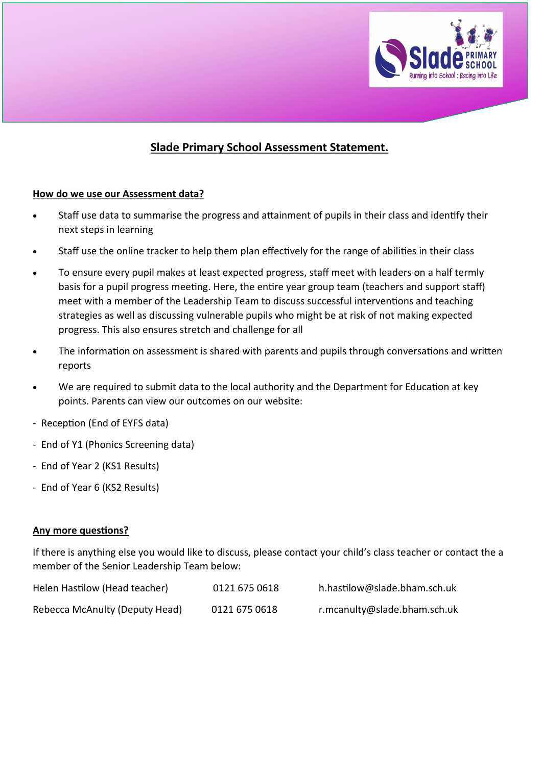## Slade Primary School Assessment Statement.

### How do we use our Assessment data?

- Staff use data to summarise the progress and attainment of pupils in their class and identify their next steps in learning
- Staff use the online tracker to help them plan effectively for the range of abilities in their class
- To ensure every pupil makes at least expected progress, staff meet with leaders on a half termly basis for a pupil progress meeting. Here, the entire year group team (teachers and support staff) meet with a member of the Leadership Team to discuss successful interventions and teaching strategies as well as discussing vulnerable pupils who might be at risk of not making expected progress. This also ensures stretch and challenge for all
- The information on assessment is shared with parents and pupils through conversations and written reports
- We are required to submit data to the local authority and the Department for Education at key points. Parents can view our outcomes on our website:

- Reception (End of EYFS data)
- End of Y1 (Phonics Screening data)
- End of Year 2 (KS1 Results)
- End of Year 6 (KS2 Results)

### Any more questions?

If there is anything else you would like to discuss, please contact your child's class teacher or contact the a member of the Senior Leadership Team below:

| | | |
|---|---|---|
| Helen Hastilow (Head teacher) | 0121 675 0618 | h.hastilow@slade.bham.sch.uk |
| Rebecca McAnulty (Deputy Head) | 0121 675 0618 | r.mcanulty@slade.bham.sch.uk |